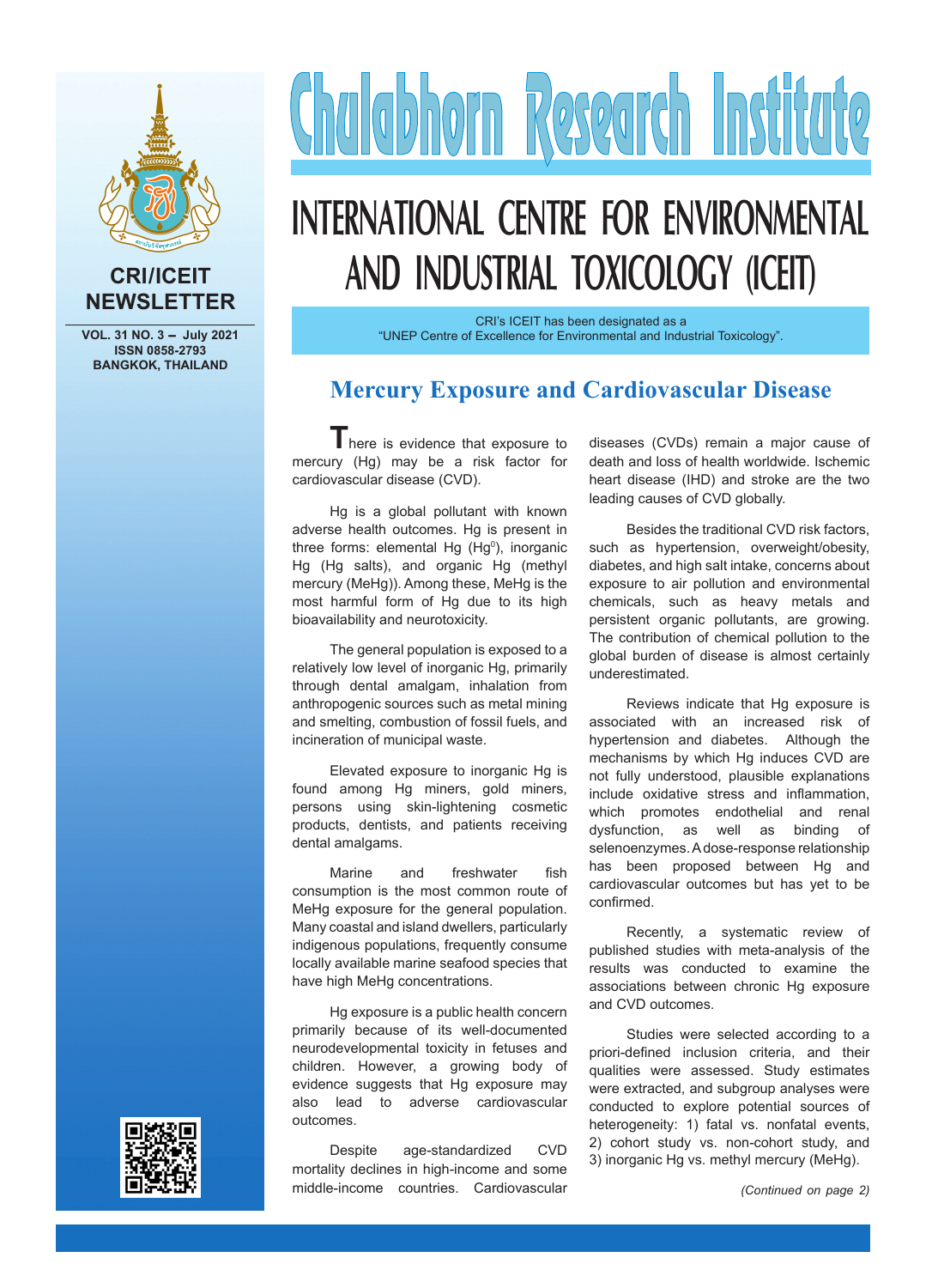CRI/ICEIT NEWSLETTER

VOL. 31 NO. 3 – July 2021
ISSN 0858-2793
BANGKOK, THAILAND

# Chulabhorn Research Institute

# INTERNATIONAL CENTRE FOR ENVIRONMENTAL AND INDUSTRIAL TOXICOLOGY (ICEIT)

CRI's ICEIT has been designated as a "UNEP Centre of Excellence for Environmental and Industrial Toxicology".

## Mercury Exposure and Cardiovascular Disease

There is evidence that exposure to mercury (Hg) may be a risk factor for cardiovascular disease (CVD).

Hg is a global pollutant with known adverse health outcomes. Hg is present in three forms: elemental Hg ($Hg^0$), inorganic Hg (Hg salts), and organic Hg (methyl mercury (MeHg)). Among these, MeHg is the most harmful form of Hg due to its high bioavailability and neurotoxicity.

The general population is exposed to a relatively low level of inorganic Hg, primarily through dental amalgam, inhalation from anthropogenic sources such as metal mining and smelting, combustion of fossil fuels, and incineration of municipal waste.

Elevated exposure to inorganic Hg is found among Hg miners, gold miners, persons using skin-lightening cosmetic products, dentists, and patients receiving dental amalgams.

Marine and freshwater fish consumption is the most common route of MeHg exposure for the general population. Many coastal and island dwellers, particularly indigenous populations, frequently consume locally available marine seafood species that have high MeHg concentrations.

Hg exposure is a public health concern primarily because of its well-documented neurodevelopmental toxicity in fetuses and children. However, a growing body of evidence suggests that Hg exposure may also lead to adverse cardiovascular outcomes.

Despite age-standardized CVD mortality declines in high-income and some middle-income countries. Cardiovascular diseases (CVDs) remain a major cause of death and loss of health worldwide. Ischemic heart disease (IHD) and stroke are the two leading causes of CVD globally.

Besides the traditional CVD risk factors, such as hypertension, overweight/obesity, diabetes, and high salt intake, concerns about exposure to air pollution and environmental chemicals, such as heavy metals and persistent organic pollutants, are growing. The contribution of chemical pollution to the global burden of disease is almost certainly underestimated.

Reviews indicate that Hg exposure is associated with an increased risk of hypertension and diabetes. Although the mechanisms by which Hg induces CVD are not fully understood, plausible explanations include oxidative stress and inflammation, which promotes endothelial and renal dysfunction, as well as binding of selenoenzymes. A dose-response relationship has been proposed between Hg and cardiovascular outcomes but has yet to be confirmed.

Recently, a systematic review of published studies with meta-analysis of the results was conducted to examine the associations between chronic Hg exposure and CVD outcomes.

Studies were selected according to a priori-defined inclusion criteria, and their qualities were assessed. Study estimates were extracted, and subgroup analyses were conducted to explore potential sources of heterogeneity: 1) fatal vs. nonfatal events, 2) cohort study vs. non-cohort study, and 3) inorganic Hg vs. methyl mercury (MeHg).

*(Continued on page 2)*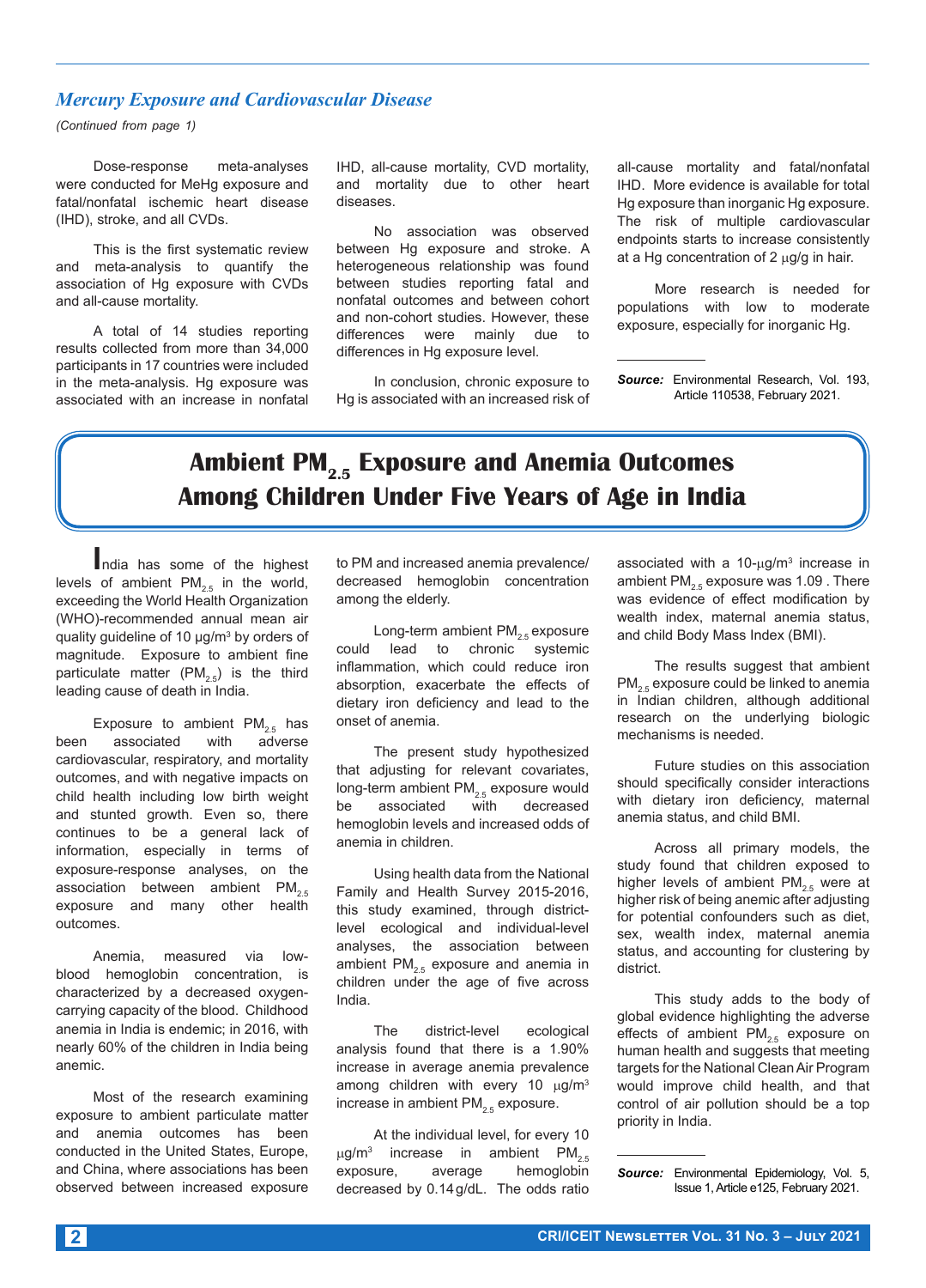## *Mercury Exposure and Cardiovascular Disease*

*(Continued from page 1)*

Dose-response meta-analyses were conducted for MeHg exposure and fatal/nonfatal ischemic heart disease (IHD), stroke, and all CVDs.

This is the first systematic review and meta-analysis to quantify the association of Hg exposure with CVDs and all-cause mortality.

A total of 14 studies reporting results collected from more than 34,000 participants in 17 countries were included in the meta-analysis. Hg exposure was associated with an increase in nonfatal IHD, all-cause mortality, CVD mortality, and mortality due to other heart diseases.

No association was observed between Hg exposure and stroke. A heterogeneous relationship was found between studies reporting fatal and nonfatal outcomes and between cohort and non-cohort studies. However, these differences were mainly due to differences in Hg exposure level.

In conclusion, chronic exposure to Hg is associated with an increased risk of all-cause mortality and fatal/nonfatal IHD. More evidence is available for total Hg exposure than inorganic Hg exposure. The risk of multiple cardiovascular endpoints starts to increase consistently at a Hg concentration of 2 μg/g in hair.

More research is needed for populations with low to moderate exposure, especially for inorganic Hg.

---

***Source:*** Environmental Research, Vol. 193, Article 110538, February 2021.

# Ambient $PM_{2.5}$ Exposure and Anemia Outcomes Among Children Under Five Years of Age in India

India has some of the highest levels of ambient $PM_{2.5}$ in the world, exceeding the World Health Organization (WHO)-recommended annual mean air quality guideline of 10 μg/m$^3$ by orders of magnitude. Exposure to ambient fine particulate matter ($PM_{2.5}$) is the third leading cause of death in India.

Exposure to ambient $PM_{2.5}$ has been associated with adverse cardiovascular, respiratory, and mortality outcomes, and with negative impacts on child health including low birth weight and stunted growth. Even so, there continues to be a general lack of information, especially in terms of exposure-response analyses, on the association between ambient $PM_{2.5}$ exposure and many other health outcomes.

Anemia, measured via low-blood hemoglobin concentration, is characterized by a decreased oxygen-carrying capacity of the blood. Childhood anemia in India is endemic; in 2016, with nearly 60% of the children in India being anemic.

Most of the research examining exposure to ambient particulate matter and anemia outcomes has been conducted in the United States, Europe, and China, where associations has been observed between increased exposure to PM and increased anemia prevalence/decreased hemoglobin concentration among the elderly.

Long-term ambient $PM_{2.5}$ exposure could lead to chronic systemic inflammation, which could reduce iron absorption, exacerbate the effects of dietary iron deficiency and lead to the onset of anemia.

The present study hypothesized that adjusting for relevant covariates, long-term ambient $PM_{2.5}$ exposure would be associated with decreased hemoglobin levels and increased odds of anemia in children.

Using health data from the National Family and Health Survey 2015-2016, this study examined, through district-level ecological and individual-level analyses, the association between ambient $PM_{2.5}$ exposure and anemia in children under the age of five across India.

The district-level ecological analysis found that there is a 1.90% increase in average anemia prevalence among children with every 10 μg/m$^3$ increase in ambient $PM_{2.5}$ exposure.

At the individual level, for every 10 μg/m$^3$ increase in ambient $PM_{2.5}$ exposure, average hemoglobin decreased by 0.14 g/dL. The odds ratio associated with a 10-μg/m$^3$ increase in ambient $PM_{2.5}$ exposure was 1.09 . There was evidence of effect modification by wealth index, maternal anemia status, and child Body Mass Index (BMI).

The results suggest that ambient $PM_{2.5}$ exposure could be linked to anemia in Indian children, although additional research on the underlying biologic mechanisms is needed.

Future studies on this association should specifically consider interactions with dietary iron deficiency, maternal anemia status, and child BMI.

Across all primary models, the study found that children exposed to higher levels of ambient $PM_{2.5}$ were at higher risk of being anemic after adjusting for potential confounders such as diet, sex, wealth index, maternal anemia status, and accounting for clustering by district.

This study adds to the body of global evidence highlighting the adverse effects of ambient $PM_{2.5}$ exposure on human health and suggests that meeting targets for the National Clean Air Program would improve child health, and that control of air pollution should be a top priority in India.

---

***Source:*** Environmental Epidemiology, Vol. 5, Issue 1, Article e125, February 2021.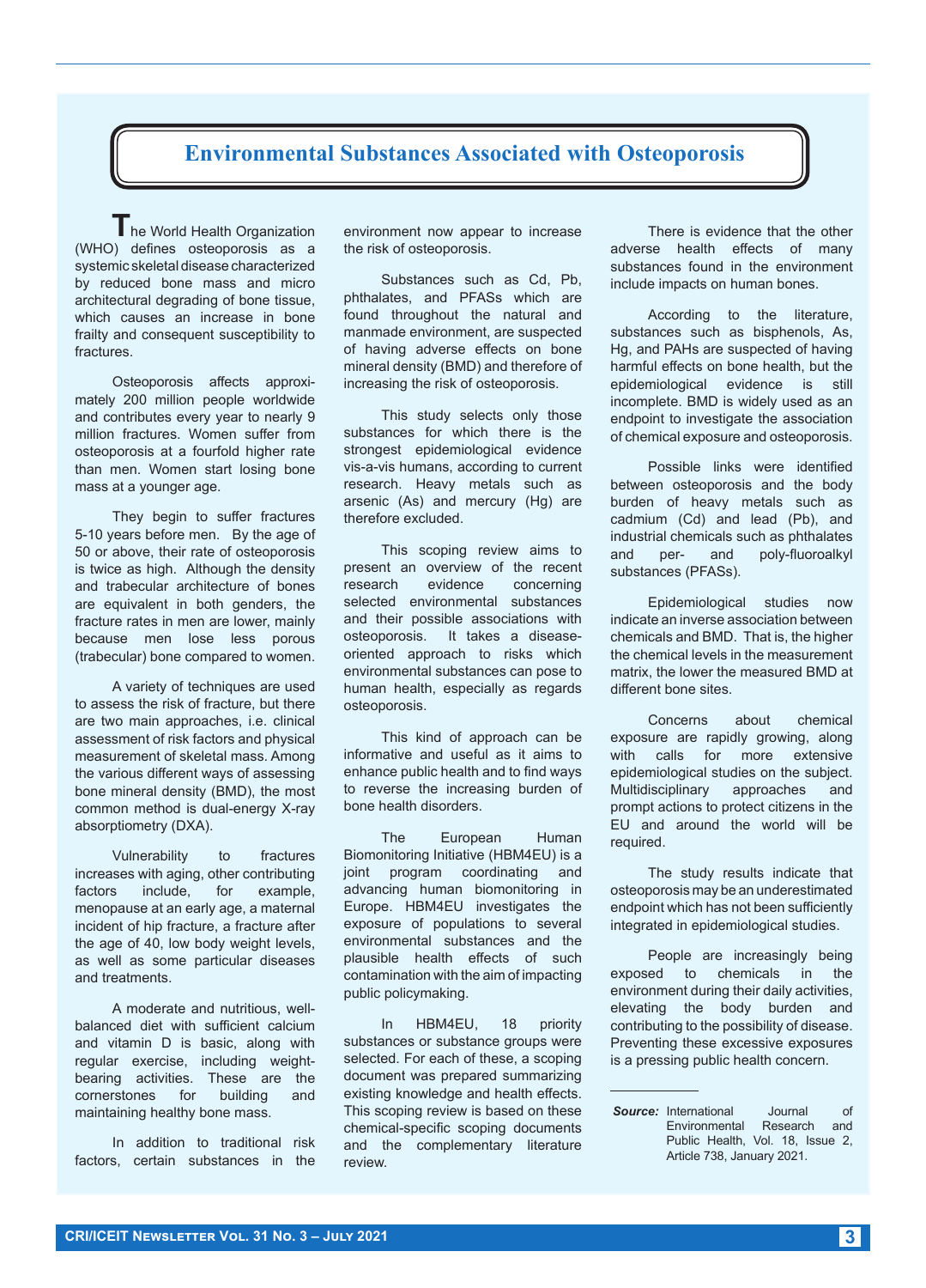# Environmental Substances Associated with Osteoporosis

The World Health Organization (WHO) defines osteoporosis as a systemic skeletal disease characterized by reduced bone mass and micro architectural degrading of bone tissue, which causes an increase in bone frailty and consequent susceptibility to fractures.

Osteoporosis affects approximately 200 million people worldwide and contributes every year to nearly 9 million fractures. Women suffer from osteoporosis at a fourfold higher rate than men. Women start losing bone mass at a younger age.

They begin to suffer fractures 5-10 years before men. By the age of 50 or above, their rate of osteoporosis is twice as high. Although the density and trabecular architecture of bones are equivalent in both genders, the fracture rates in men are lower, mainly because men lose less porous (trabecular) bone compared to women.

A variety of techniques are used to assess the risk of fracture, but there are two main approaches, i.e. clinical assessment of risk factors and physical measurement of skeletal mass. Among the various different ways of assessing bone mineral density (BMD), the most common method is dual-energy X-ray absorptiometry (DXA).

Vulnerability to fractures increases with aging, other contributing factors include, for example, menopause at an early age, a maternal incident of hip fracture, a fracture after the age of 40, low body weight levels, as well as some particular diseases and treatments.

A moderate and nutritious, well-balanced diet with sufficient calcium and vitamin D is basic, along with regular exercise, including weight-bearing activities. These are the cornerstones for building and maintaining healthy bone mass.

In addition to traditional risk factors, certain substances in the environment now appear to increase the risk of osteoporosis.

Substances such as Cd, Pb, phthalates, and PFASs which are found throughout the natural and manmade environment, are suspected of having adverse effects on bone mineral density (BMD) and therefore of increasing the risk of osteoporosis.

This study selects only those substances for which there is the strongest epidemiological evidence vis-a-vis humans, according to current research. Heavy metals such as arsenic (As) and mercury (Hg) are therefore excluded.

This scoping review aims to present an overview of the recent research evidence concerning selected environmental substances and their possible associations with osteoporosis. It takes a disease-oriented approach to risks which environmental substances can pose to human health, especially as regards osteoporosis.

This kind of approach can be informative and useful as it aims to enhance public health and to find ways to reverse the increasing burden of bone health disorders.

The European Human Biomonitoring Initiative (HBM4EU) is a joint program coordinating and advancing human biomonitoring in Europe. HBM4EU investigates the exposure of populations to several environmental substances and the plausible health effects of such contamination with the aim of impacting public policymaking.

In HBM4EU, 18 priority substances or substance groups were selected. For each of these, a scoping document was prepared summarizing existing knowledge and health effects. This scoping review is based on these chemical-specific scoping documents and the complementary literature review.

There is evidence that the other adverse health effects of many substances found in the environment include impacts on human bones.

According to the literature, substances such as bisphenols, As, Hg, and PAHs are suspected of having harmful effects on bone health, but the epidemiological evidence is still incomplete. BMD is widely used as an endpoint to investigate the association of chemical exposure and osteoporosis.

Possible links were identified between osteoporosis and the body burden of heavy metals such as cadmium (Cd) and lead (Pb), and industrial chemicals such as phthalates and per- and poly-fluoroalkyl substances (PFASs).

Epidemiological studies now indicate an inverse association between chemicals and BMD. That is, the higher the chemical levels in the measurement matrix, the lower the measured BMD at different bone sites.

Concerns about chemical exposure are rapidly growing, along with calls for more extensive epidemiological studies on the subject. Multidisciplinary approaches and prompt actions to protect citizens in the EU and around the world will be required.

The study results indicate that osteoporosis may be an underestimated endpoint which has not been sufficiently integrated in epidemiological studies.

People are increasingly being exposed to chemicals in the environment during their daily activities, elevating the body burden and contributing to the possibility of disease. Preventing these excessive exposures is a pressing public health concern.

---

***Source:*** International Journal of Environmental Research and Public Health, Vol. 18, Issue 2, Article 738, January 2021.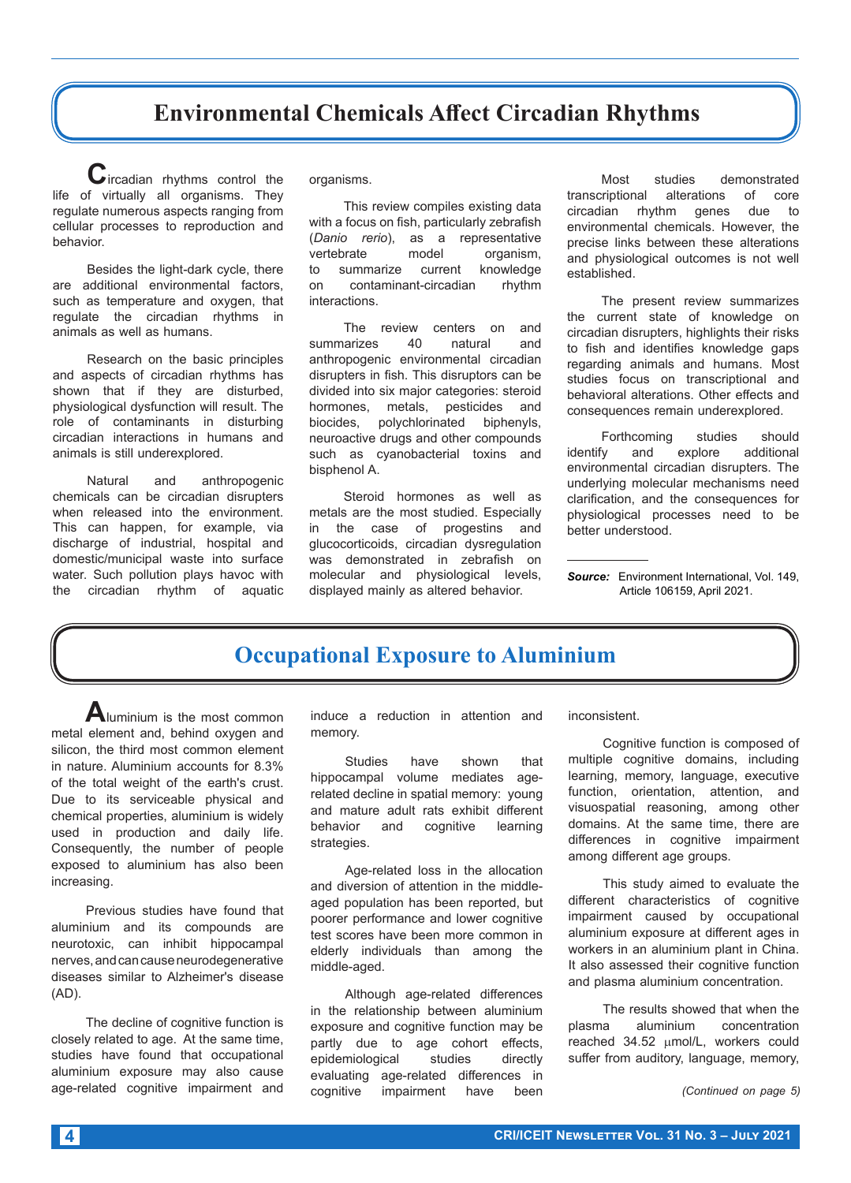## Environmental Chemicals Affect Circadian Rhythms

Circadian rhythms control the life of virtually all organisms. They regulate numerous aspects ranging from cellular processes to reproduction and behavior.

Besides the light-dark cycle, there are additional environmental factors, such as temperature and oxygen, that regulate the circadian rhythms in animals as well as humans.

Research on the basic principles and aspects of circadian rhythms has shown that if they are disturbed, physiological dysfunction will result. The role of contaminants in disturbing circadian interactions in humans and animals is still underexplored.

Natural and anthropogenic chemicals can be circadian disrupters when released into the environment. This can happen, for example, via discharge of industrial, hospital and domestic/municipal waste into surface water. Such pollution plays havoc with the circadian rhythm of aquatic organisms.

This review compiles existing data with a focus on fish, particularly zebrafish (*Danio rerio*), as a representative vertebrate model organism, to summarize current knowledge on contaminant-circadian rhythm interactions.

The review centers on and summarizes 40 natural and anthropogenic environmental circadian disrupters in fish. This disruptors can be divided into six major categories: steroid hormones, metals, pesticides and biocides, polychlorinated biphenyls, neuroactive drugs and other compounds such as cyanobacterial toxins and bisphenol A.

Steroid hormones as well as metals are the most studied. Especially in the case of progestins and glucocorticoids, circadian dysregulation was demonstrated in zebrafish on molecular and physiological levels, displayed mainly as altered behavior.

Most studies demonstrated transcriptional alterations of core circadian rhythm genes due to environmental chemicals. However, the precise links between these alterations and physiological outcomes is not well established.

The present review summarizes the current state of knowledge on circadian disrupters, highlights their risks to fish and identifies knowledge gaps regarding animals and humans. Most studies focus on transcriptional and behavioral alterations. Other effects and consequences remain underexplored.

Forthcoming studies should identify and explore additional environmental circadian disrupters. The underlying molecular mechanisms need clarification, and the consequences for physiological processes need to be better understood.

***Source:*** Environment International, Vol. 149, Article 106159, April 2021.

## Occupational Exposure to Aluminium

Aluminium is the most common metal element and, behind oxygen and silicon, the third most common element in nature. Aluminium accounts for 8.3% of the total weight of the earth's crust. Due to its serviceable physical and chemical properties, aluminium is widely used in production and daily life. Consequently, the number of people exposed to aluminium has also been increasing.

Previous studies have found that aluminium and its compounds are neurotoxic, can inhibit hippocampal nerves, and can cause neurodegenerative diseases similar to Alzheimer's disease (AD).

The decline of cognitive function is closely related to age. At the same time, studies have found that occupational aluminium exposure may also cause age-related cognitive impairment and induce a reduction in attention and memory.

Studies have shown that hippocampal volume mediates age-related decline in spatial memory: young and mature adult rats exhibit different behavior and cognitive learning strategies.

Age-related loss in the allocation and diversion of attention in the middle-aged population has been reported, but poorer performance and lower cognitive test scores have been more common in elderly individuals than among the middle-aged.

Although age-related differences in the relationship between aluminium exposure and cognitive function may be partly due to age cohort effects, epidemiological studies directly evaluating age-related differences in cognitive impairment have been inconsistent.

Cognitive function is composed of multiple cognitive domains, including learning, memory, language, executive function, orientation, attention, and visuospatial reasoning, among other domains. At the same time, there are differences in cognitive impairment among different age groups.

This study aimed to evaluate the different characteristics of cognitive impairment caused by occupational aluminium exposure at different ages in workers in an aluminium plant in China. It also assessed their cognitive function and plasma aluminium concentration.

The results showed that when the plasma aluminium concentration reached 34.52 μmol/L, workers could suffer from auditory, language, memory,

*(Continued on page 5)*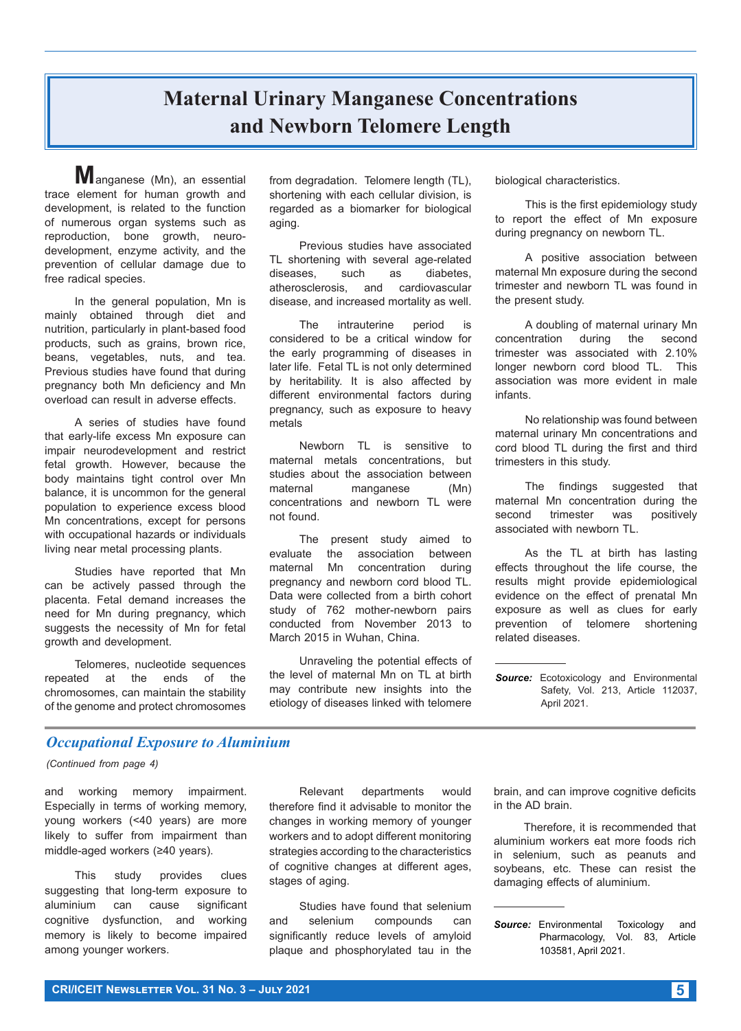# Maternal Urinary Manganese Concentrations and Newborn Telomere Length

Manganese (Mn), an essential trace element for human growth and development, is related to the function of numerous organ systems such as reproduction, bone growth, neuro-development, enzyme activity, and the prevention of cellular damage due to free radical species.

In the general population, Mn is mainly obtained through diet and nutrition, particularly in plant-based food products, such as grains, brown rice, beans, vegetables, nuts, and tea. Previous studies have found that during pregnancy both Mn deficiency and Mn overload can result in adverse effects.

A series of studies have found that early-life excess Mn exposure can impair neurodevelopment and restrict fetal growth. However, because the body maintains tight control over Mn balance, it is uncommon for the general population to experience excess blood Mn concentrations, except for persons with occupational hazards or individuals living near metal processing plants.

Studies have reported that Mn can be actively passed through the placenta. Fetal demand increases the need for Mn during pregnancy, which suggests the necessity of Mn for fetal growth and development.

Telomeres, nucleotide sequences repeated at the ends of the chromosomes, can maintain the stability of the genome and protect chromosomes from degradation. Telomere length (TL), shortening with each cellular division, is regarded as a biomarker for biological aging.

Previous studies have associated TL shortening with several age-related diseases, such as diabetes, atherosclerosis, and cardiovascular disease, and increased mortality as well.

The intrauterine period is considered to be a critical window for the early programming of diseases in later life. Fetal TL is not only determined by heritability. It is also affected by different environmental factors during pregnancy, such as exposure to heavy metals

Newborn TL is sensitive to maternal metals concentrations, but studies about the association between maternal manganese (Mn) concentrations and newborn TL were not found.

The present study aimed to evaluate the association between maternal Mn concentration during pregnancy and newborn cord blood TL. Data were collected from a birth cohort study of 762 mother-newborn pairs conducted from November 2013 to March 2015 in Wuhan, China.

Unraveling the potential effects of the level of maternal Mn on TL at birth may contribute new insights into the etiology of diseases linked with telomere biological characteristics.

This is the first epidemiology study to report the effect of Mn exposure during pregnancy on newborn TL.

A positive association between maternal Mn exposure during the second trimester and newborn TL was found in the present study.

A doubling of maternal urinary Mn concentration during the second trimester was associated with 2.10% longer newborn cord blood TL. This association was more evident in male infants.

No relationship was found between maternal urinary Mn concentrations and cord blood TL during the first and third trimesters in this study.

The findings suggested that maternal Mn concentration during the second trimester was positively associated with newborn TL.

As the TL at birth has lasting effects throughout the life course, the results might provide epidemiological evidence on the effect of prenatal Mn exposure as well as clues for early prevention of telomere shortening related diseases.

---

***Source:*** Ecotoxicology and Environmental Safety, Vol. 213, Article 112037, April 2021.

## *Occupational Exposure to Aluminium*

*(Continued from page 4)*

and working memory impairment. Especially in terms of working memory, young workers (<40 years) are more likely to suffer from impairment than middle-aged workers (≥40 years).

This study provides clues suggesting that long-term exposure to aluminium can cause significant cognitive dysfunction, and working memory is likely to become impaired among younger workers.

Relevant departments would therefore find it advisable to monitor the changes in working memory of younger workers and to adopt different monitoring strategies according to the characteristics of cognitive changes at different ages, stages of aging.

Studies have found that selenium and selenium compounds can significantly reduce levels of amyloid plaque and phosphorylated tau in the brain, and can improve cognitive deficits in the AD brain.

Therefore, it is recommended that aluminium workers eat more foods rich in selenium, such as peanuts and soybeans, etc. These can resist the damaging effects of aluminium.

---

***Source:*** Environmental Toxicology and Pharmacology, Vol. 83, Article 103581, April 2021.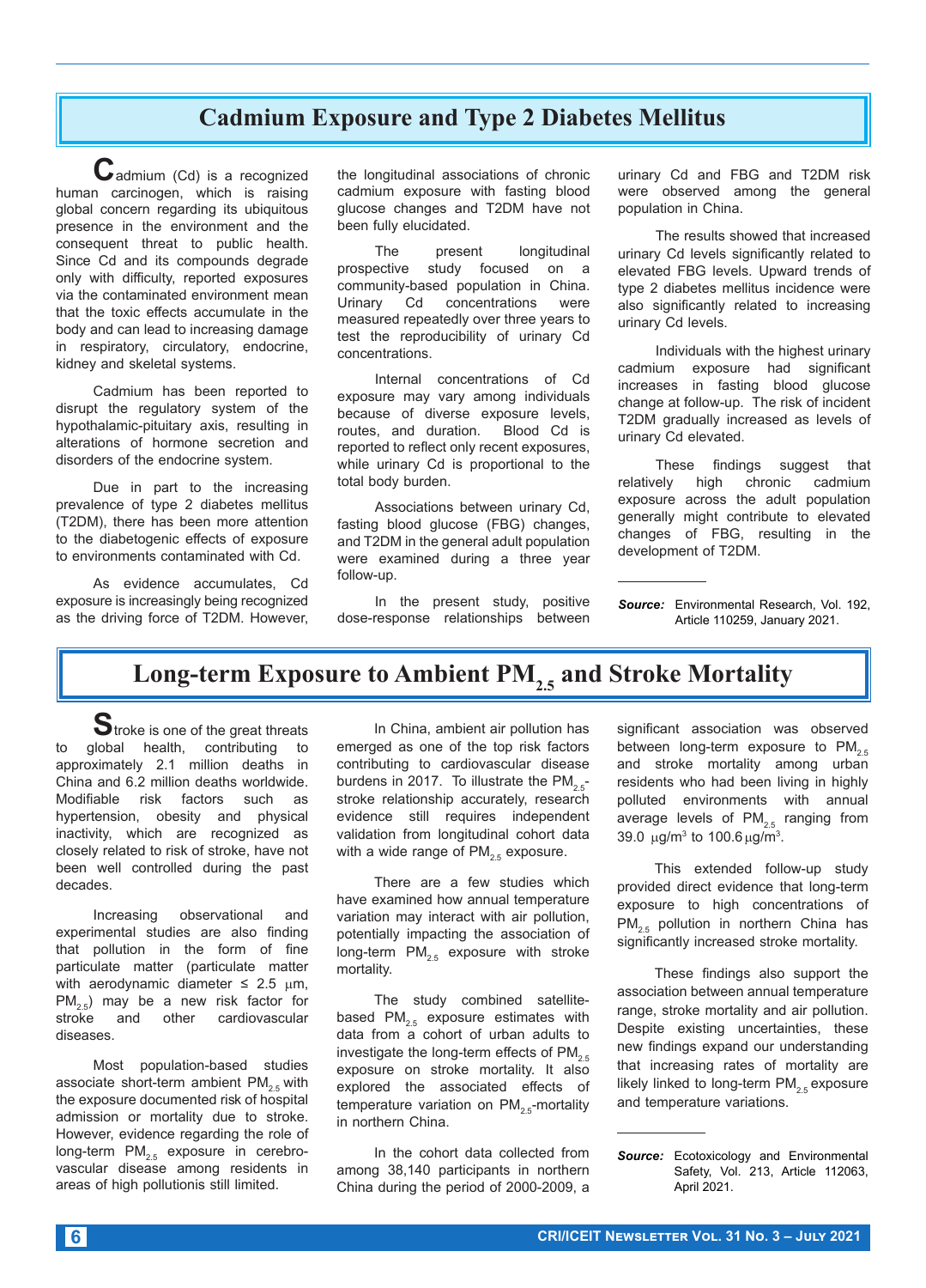## Cadmium Exposure and Type 2 Diabetes Mellitus

Cadmium (Cd) is a recognized human carcinogen, which is raising global concern regarding its ubiquitous presence in the environment and the consequent threat to public health. Since Cd and its compounds degrade only with difficulty, reported exposures via the contaminated environment mean that the toxic effects accumulate in the body and can lead to increasing damage in respiratory, circulatory, endocrine, kidney and skeletal systems.

Cadmium has been reported to disrupt the regulatory system of the hypothalamic-pituitary axis, resulting in alterations of hormone secretion and disorders of the endocrine system.

Due in part to the increasing prevalence of type 2 diabetes mellitus (T2DM), there has been more attention to the diabetogenic effects of exposure to environments contaminated with Cd.

As evidence accumulates, Cd exposure is increasingly being recognized as the driving force of T2DM. However, the longitudinal associations of chronic cadmium exposure with fasting blood glucose changes and T2DM have not been fully elucidated.

The present longitudinal prospective study focused on a community-based population in China. Urinary Cd concentrations were measured repeatedly over three years to test the reproducibility of urinary Cd concentrations.

Internal concentrations of Cd exposure may vary among individuals because of diverse exposure levels, routes, and duration. Blood Cd is reported to reflect only recent exposures, while urinary Cd is proportional to the total body burden.

Associations between urinary Cd, fasting blood glucose (FBG) changes, and T2DM in the general adult population were examined during a three year follow-up.

In the present study, positive dose-response relationships between urinary Cd and FBG and T2DM risk were observed among the general population in China.

The results showed that increased urinary Cd levels significantly related to elevated FBG levels. Upward trends of type 2 diabetes mellitus incidence were also significantly related to increasing urinary Cd levels.

Individuals with the highest urinary cadmium exposure had significant increases in fasting blood glucose change at follow-up. The risk of incident T2DM gradually increased as levels of urinary Cd elevated.

These findings suggest that relatively high chronic cadmium exposure across the adult population generally might contribute to elevated changes of FBG, resulting in the development of T2DM.

***Source:*** Environmental Research, Vol. 192, Article 110259, January 2021.

## Long-term Exposure to Ambient $PM_{2.5}$ and Stroke Mortality

Stroke is one of the great threats to global health, contributing to approximately 2.1 million deaths in China and 6.2 million deaths worldwide. Modifiable risk factors such as hypertension, obesity and physical inactivity, which are recognized as closely related to risk of stroke, have not been well controlled during the past decades.

Increasing observational and experimental studies are also finding that pollution in the form of fine particulate matter (particulate matter with aerodynamic diameter ≤ 2.5 μm, $PM_{2.5}$) may be a new risk factor for stroke and other cardiovascular diseases.

Most population-based studies associate short-term ambient $PM_{2.5}$ with the exposure documented risk of hospital admission or mortality due to stroke. However, evidence regarding the role of long-term $PM_{2.5}$ exposure in cerebrovascular disease among residents in areas of high pollutionis still limited.

In China, ambient air pollution has emerged as one of the top risk factors contributing to cardiovascular disease burdens in 2017. To illustrate the $PM_{2.5}$-stroke relationship accurately, research evidence still requires independent validation from longitudinal cohort data with a wide range of $PM_{2.5}$ exposure.

There are a few studies which have examined how annual temperature variation may interact with air pollution, potentially impacting the association of long-term $PM_{2.5}$ exposure with stroke mortality.

The study combined satellite-based $PM_{2.5}$ exposure estimates with data from a cohort of urban adults to investigate the long-term effects of $PM_{2.5}$ exposure on stroke mortality. It also explored the associated effects of temperature variation on $PM_{2.5}$-mortality in northern China.

In the cohort data collected from among 38,140 participants in northern China during the period of 2000-2009, a significant association was observed between long-term exposure to $PM_{2.5}$ and stroke mortality among urban residents who had been living in highly polluted environments with annual average levels of $PM_{2.5}$ ranging from 39.0 μg/m³ to 100.6 μg/m³.

This extended follow-up study provided direct evidence that long-term exposure to high concentrations of $PM_{2.5}$ pollution in northern China has significantly increased stroke mortality.

These findings also support the association between annual temperature range, stroke mortality and air pollution. Despite existing uncertainties, these new findings expand our understanding that increasing rates of mortality are likely linked to long-term $PM_{2.5}$ exposure and temperature variations.

***Source:*** Ecotoxicology and Environmental Safety, Vol. 213, Article 112063, April 2021.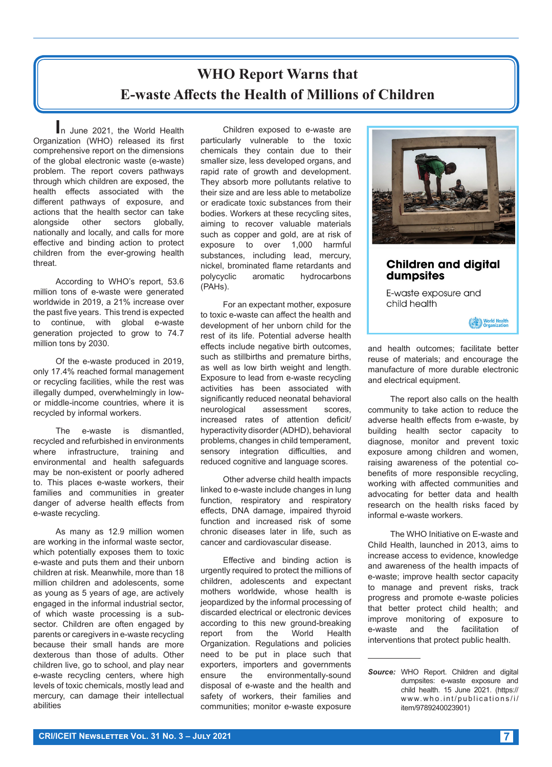# WHO Report Warns that E-waste Affects the Health of Millions of Children

In June 2021, the World Health Organization (WHO) released its first comprehensive report on the dimensions of the global electronic waste (e-waste) problem. The report covers pathways through which children are exposed, the health effects associated with the different pathways of exposure, and actions that the health sector can take alongside other sectors globally, nationally and locally, and calls for more effective and binding action to protect children from the ever-growing health threat.

According to WHO's report, 53.6 million tons of e-waste were generated worldwide in 2019, a 21% increase over the past five years. This trend is expected to continue, with global e-waste generation projected to grow to 74.7 million tons by 2030.

Of the e-waste produced in 2019, only 17.4% reached formal management or recycling facilities, while the rest was illegally dumped, overwhelmingly in low- or middle-income countries, where it is recycled by informal workers.

The e-waste is dismantled, recycled and refurbished in environments where infrastructure, training and environmental and health safeguards may be non-existent or poorly adhered to. This places e-waste workers, their families and communities in greater danger of adverse health effects from e-waste recycling.

As many as 12.9 million women are working in the informal waste sector, which potentially exposes them to toxic e-waste and puts them and their unborn children at risk. Meanwhile, more than 18 million children and adolescents, some as young as 5 years of age, are actively engaged in the informal industrial sector, of which waste processing is a sub-sector. Children are often engaged by parents or caregivers in e-waste recycling because their small hands are more dexterous than those of adults. Other children live, go to school, and play near e-waste recycling centers, where high levels of toxic chemicals, mostly lead and mercury, can damage their intellectual abilities

Children exposed to e-waste are particularly vulnerable to the toxic chemicals they contain due to their smaller size, less developed organs, and rapid rate of growth and development. They absorb more pollutants relative to their size and are less able to metabolize or eradicate toxic substances from their bodies. Workers at these recycling sites, aiming to recover valuable materials such as copper and gold, are at risk of exposure to over 1,000 harmful substances, including lead, mercury, nickel, brominated flame retardants and polycyclic aromatic hydrocarbons (PAHs).

For an expectant mother, exposure to toxic e-waste can affect the health and development of her unborn child for the rest of its life. Potential adverse health effects include negative birth outcomes, such as stillbirths and premature births, as well as low birth weight and length. Exposure to lead from e-waste recycling activities has been associated with significantly reduced neonatal behavioral neurological assessment scores, increased rates of attention deficit/ hyperactivity disorder (ADHD), behavioral problems, changes in child temperament, sensory integration difficulties, and reduced cognitive and language scores.

Other adverse child health impacts linked to e-waste include changes in lung function, respiratory and respiratory effects, DNA damage, impaired thyroid function and increased risk of some chronic diseases later in life, such as cancer and cardiovascular disease.

Effective and binding action is urgently required to protect the millions of children, adolescents and expectant mothers worldwide, whose health is jeopardized by the informal processing of discarded electrical or electronic devices according to this new ground-breaking report from the World Health Organization. Regulations and policies need to be put in place such that exporters, importers and governments ensure the environmentally-sound disposal of e-waste and the health and safety of workers, their families and communities; monitor e-waste exposure and health outcomes; facilitate better reuse of materials; and encourage the manufacture of more durable electronic and electrical equipment.

**Children and digital dumpsites**

E-waste exposure and child health

World Health Organization

The report also calls on the health community to take action to reduce the adverse health effects from e-waste, by building health sector capacity to diagnose, monitor and prevent toxic exposure among children and women, raising awareness of the potential co-benefits of more responsible recycling, working with affected communities and advocating for better data and health research on the health risks faced by informal e-waste workers.

The WHO Initiative on E-waste and Child Health, launched in 2013, aims to increase access to evidence, knowledge and awareness of the health impacts of e-waste; improve health sector capacity to manage and prevent risks, track progress and promote e-waste policies that better protect child health; and improve monitoring of exposure to e-waste and the facilitation of interventions that protect public health.

***Source:*** WHO Report. Children and digital dumpsites: e-waste exposure and child health. 15 June 2021. (https://www.who.int/publications/i/item/9789240023901)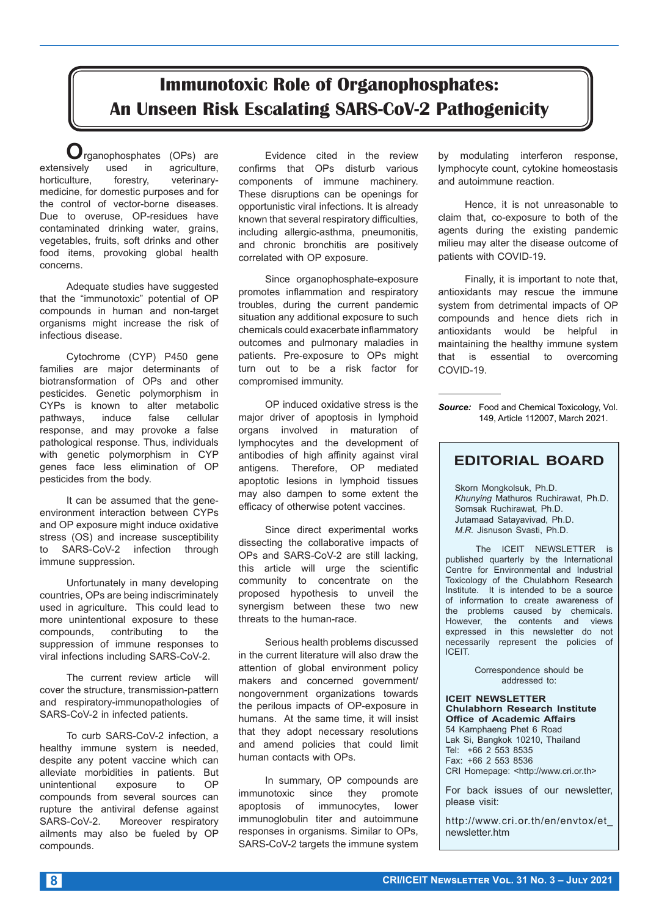# Immunotoxic Role of Organophosphates: An Unseen Risk Escalating SARS-CoV-2 Pathogenicity

Organophosphates (OPs) are extensively used in agriculture, horticulture, forestry, veterinary-medicine, for domestic purposes and for the control of vector-borne diseases. Due to overuse, OP-residues have contaminated drinking water, grains, vegetables, fruits, soft drinks and other food items, provoking global health concerns.

Adequate studies have suggested that the "immunotoxic" potential of OP compounds in human and non-target organisms might increase the risk of infectious disease.

Cytochrome (CYP) P450 gene families are major determinants of biotransformation of OPs and other pesticides. Genetic polymorphism in CYPs is known to alter metabolic pathways, induce false cellular response, and may provoke a false pathological response. Thus, individuals with genetic polymorphism in CYP genes face less elimination of OP pesticides from the body.

It can be assumed that the gene-environment interaction between CYPs and OP exposure might induce oxidative stress (OS) and increase susceptibility to SARS-CoV-2 infection through immune suppression.

Unfortunately in many developing countries, OPs are being indiscriminately used in agriculture. This could lead to more unintentional exposure to these compounds, contributing to the suppression of immune responses to viral infections including SARS-CoV-2.

The current review article will cover the structure, transmission-pattern and respiratory-immunopathologies of SARS-CoV-2 in infected patients.

To curb SARS-CoV-2 infection, a healthy immune system is needed, despite any potent vaccine which can alleviate morbidities in patients. But unintentional exposure to OP compounds from several sources can rupture the antiviral defense against SARS-CoV-2. Moreover respiratory ailments may also be fueled by OP compounds.

Evidence cited in the review confirms that OPs disturb various components of immune machinery. These disruptions can be openings for opportunistic viral infections. It is already known that several respiratory difficulties, including allergic-asthma, pneumonitis, and chronic bronchitis are positively correlated with OP exposure.

Since organophosphate-exposure promotes inflammation and respiratory troubles, during the current pandemic situation any additional exposure to such chemicals could exacerbate inflammatory outcomes and pulmonary maladies in patients. Pre-exposure to OPs might turn out to be a risk factor for compromised immunity.

OP induced oxidative stress is the major driver of apoptosis in lymphoid organs involved in maturation of lymphocytes and the development of antibodies of high affinity against viral antigens. Therefore, OP mediated apoptotic lesions in lymphoid tissues may also dampen to some extent the efficacy of otherwise potent vaccines.

Since direct experimental works dissecting the collaborative impacts of OPs and SARS-CoV-2 are still lacking, this article will urge the scientific community to concentrate on the proposed hypothesis to unveil the synergism between these two new threats to the human-race.

Serious health problems discussed in the current literature will also draw the attention of global environment policy makers and concerned government/nongovernment organizations towards the perilous impacts of OP-exposure in humans. At the same time, it will insist that they adopt necessary resolutions and amend policies that could limit human contacts with OPs.

In summary, OP compounds are immunotoxic since they promote apoptosis of immunocytes, lower immunoglobulin titer and autoimmune responses in organisms. Similar to OPs, SARS-CoV-2 targets the immune system by modulating interferon response, lymphocyte count, cytokine homeostasis and autoimmune reaction.

Hence, it is not unreasonable to claim that, co-exposure to both of the agents during the existing pandemic milieu may alter the disease outcome of patients with COVID-19.

Finally, it is important to note that, antioxidants may rescue the immune system from detrimental impacts of OP compounds and hence diets rich in antioxidants would be helpful in maintaining the healthy immune system that is essential to overcoming COVID-19.

***Source:*** Food and Chemical Toxicology, Vol. 149, Article 112007, March 2021.

## EDITORIAL BOARD

Skorn Mongkolsuk, Ph.D.
*Khunying* Mathuros Ruchirawat, Ph.D.
Somsak Ruchirawat, Ph.D.
Jutamaad Satayavivad, Ph.D.
*M.R.* Jisnuson Svasti, Ph.D.

The ICEIT NEWSLETTER is published quarterly by the International Centre for Environmental and Industrial Toxicology of the Chulabhorn Research Institute. It is intended to be a source of information to create awareness of the problems caused by chemicals. However, the contents and views expressed in this newsletter do not necessarily represent the policies of ICEIT.

Correspondence should be addressed to:

**ICEIT NEWSLETTER**
**Chulabhorn Research Institute**
**Office of Academic Affairs**
54 Kamphaeng Phet 6 Road
Lak Si, Bangkok 10210, Thailand
Tel: +66 2 553 8535
Fax: +66 2 553 8536
CRI Homepage: <http://www.cri.or.th>

For back issues of our newsletter, please visit:

http://www.cri.or.th/en/envtox/et_newsletter.htm